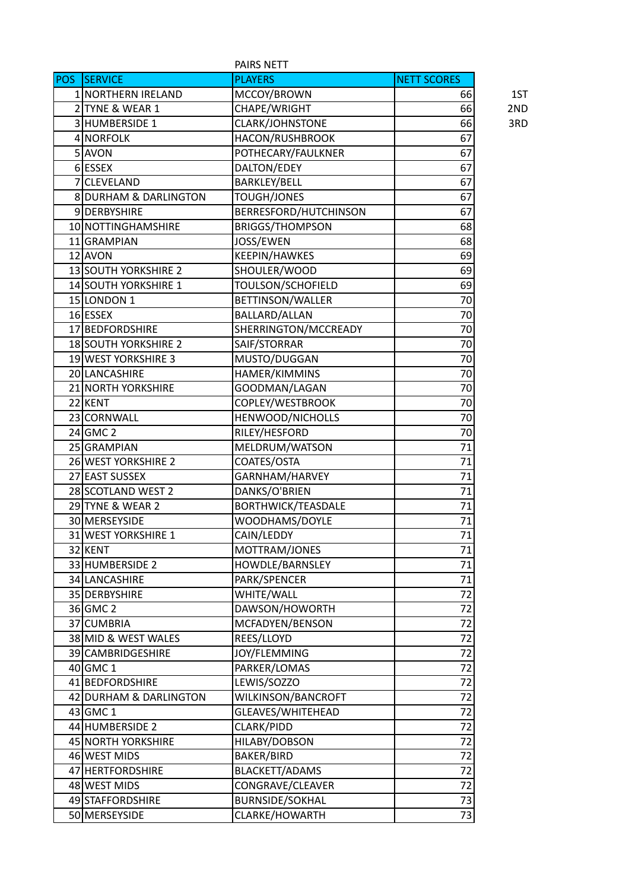PAIRS NETT

| POS | SERVICE | PLAYERS | NETT SCORES | |
|---|---|---|---|---|
| 1 | NORTHERN IRELAND | MCCOY/BROWN | 66 | 1ST |
| 2 | TYNE & WEAR 1 | CHAPE/WRIGHT | 66 | 2ND |
| 3 | HUMBERSIDE 1 | CLARK/JOHNSTONE | 66 | 3RD |
| 4 | NORFOLK | HACON/RUSHBROOK | 67 | |
| 5 | AVON | POTHECARY/FAULKNER | 67 | |
| 6 | ESSEX | DALTON/EDEY | 67 | |
| 7 | CLEVELAND | BARKLEY/BELL | 67 | |
| 8 | DURHAM & DARLINGTON | TOUGH/JONES | 67 | |
| 9 | DERBYSHIRE | BERRESFORD/HUTCHINSON | 67 | |
| 10 | NOTTINGHAMSHIRE | BRIGGS/THOMPSON | 68 | |
| 11 | GRAMPIAN | JOSS/EWEN | 68 | |
| 12 | AVON | KEEPIN/HAWKES | 69 | |
| 13 | SOUTH YORKSHIRE 2 | SHOULER/WOOD | 69 | |
| 14 | SOUTH YORKSHIRE 1 | TOULSON/SCHOFIELD | 69 | |
| 15 | LONDON 1 | BETTINSON/WALLER | 70 | |
| 16 | ESSEX | BALLARD/ALLAN | 70 | |
| 17 | BEDFORDSHIRE | SHERRINGTON/MCCREADY | 70 | |
| 18 | SOUTH YORKSHIRE 2 | SAIF/STORRAR | 70 | |
| 19 | WEST YORKSHIRE 3 | MUSTO/DUGGAN | 70 | |
| 20 | LANCASHIRE | HAMER/KIMMINS | 70 | |
| 21 | NORTH YORKSHIRE | GOODMAN/LAGAN | 70 | |
| 22 | KENT | COPLEY/WESTBROOK | 70 | |
| 23 | CORNWALL | HENWOOD/NICHOLLS | 70 | |
| 24 | GMC 2 | RILEY/HESFORD | 70 | |
| 25 | GRAMPIAN | MELDRUM/WATSON | 71 | |
| 26 | WEST YORKSHIRE 2 | COATES/OSTA | 71 | |
| 27 | EAST SUSSEX | GARNHAM/HARVEY | 71 | |
| 28 | SCOTLAND WEST 2 | DANKS/O'BRIEN | 71 | |
| 29 | TYNE & WEAR 2 | BORTHWICK/TEASDALE | 71 | |
| 30 | MERSEYSIDE | WOODHAMS/DOYLE | 71 | |
| 31 | WEST YORKSHIRE 1 | CAIN/LEDDY | 71 | |
| 32 | KENT | MOTTRAM/JONES | 71 | |
| 33 | HUMBERSIDE 2 | HOWDLE/BARNSLEY | 71 | |
| 34 | LANCASHIRE | PARK/SPENCER | 71 | |
| 35 | DERBYSHIRE | WHITE/WALL | 72 | |
| 36 | GMC 2 | DAWSON/HOWORTH | 72 | |
| 37 | CUMBRIA | MCFADYEN/BENSON | 72 | |
| 38 | MID & WEST WALES | REES/LLOYD | 72 | |
| 39 | CAMBRIDGESHIRE | JOY/FLEMMING | 72 | |
| 40 | GMC 1 | PARKER/LOMAS | 72 | |
| 41 | BEDFORDSHIRE | LEWIS/SOZZO | 72 | |
| 42 | DURHAM & DARLINGTON | WILKINSON/BANCROFT | 72 | |
| 43 | GMC 1 | GLEAVES/WHITEHEAD | 72 | |
| 44 | HUMBERSIDE 2 | CLARK/PIDD | 72 | |
| 45 | NORTH YORKSHIRE | HILABY/DOBSON | 72 | |
| 46 | WEST MIDS | BAKER/BIRD | 72 | |
| 47 | HERTFORDSHIRE | BLACKETT/ADAMS | 72 | |
| 48 | WEST MIDS | CONGRAVE/CLEAVER | 72 | |
| 49 | STAFFORDSHIRE | BURNSIDE/SOKHAL | 73 | |
| 50 | MERSEYSIDE | CLARKE/HOWARTH | 73 | |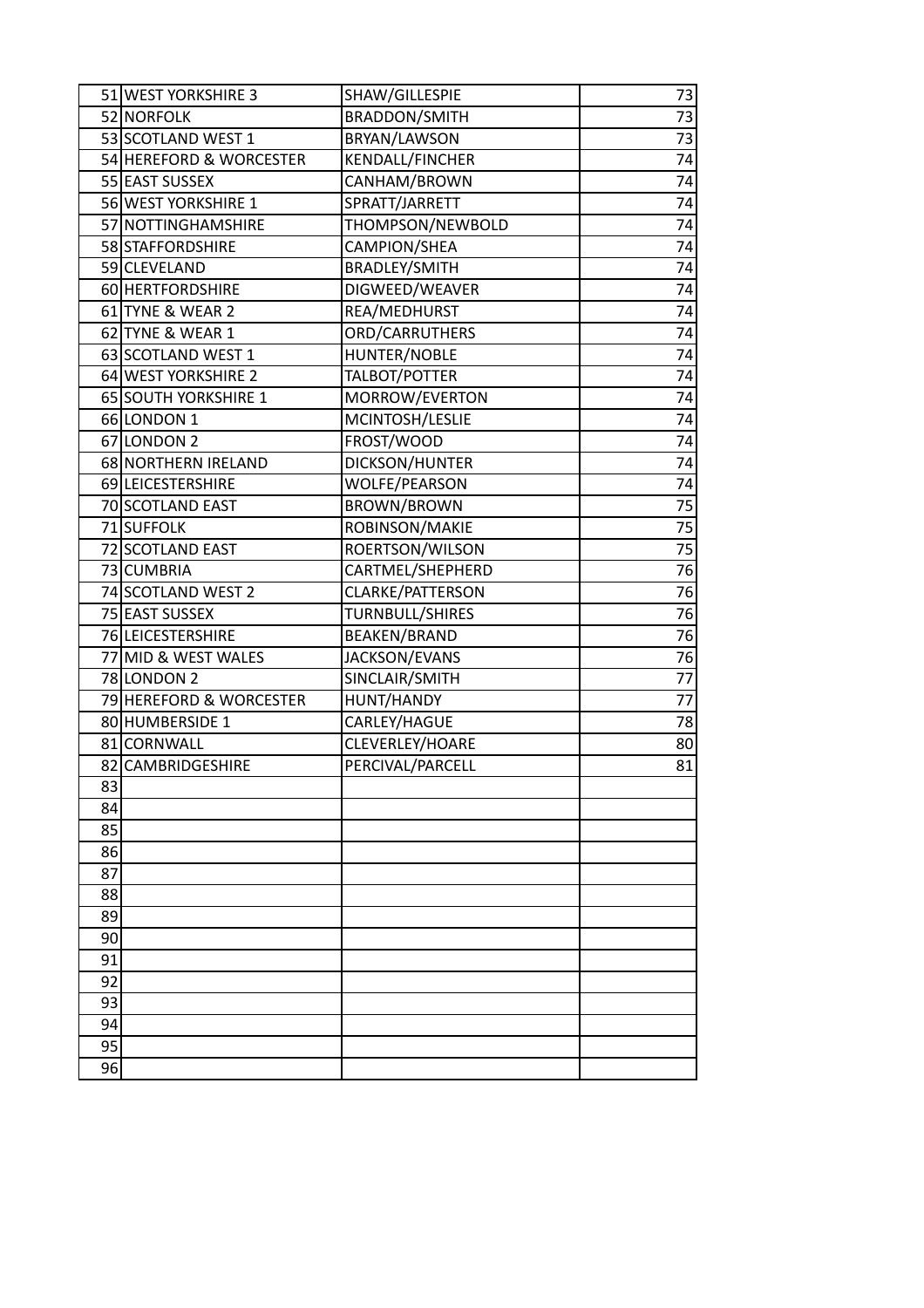| | | | |
|---|---|---|---|
| 51 | WEST YORKSHIRE 3 | SHAW/GILLESPIE | 73 |
| 52 | NORFOLK | BRADDON/SMITH | 73 |
| 53 | SCOTLAND WEST 1 | BRYAN/LAWSON | 73 |
| 54 | HEREFORD & WORCESTER | KENDALL/FINCHER | 74 |
| 55 | EAST SUSSEX | CANHAM/BROWN | 74 |
| 56 | WEST YORKSHIRE 1 | SPRATT/JARRETT | 74 |
| 57 | NOTTINGHAMSHIRE | THOMPSON/NEWBOLD | 74 |
| 58 | STAFFORDSHIRE | CAMPION/SHEA | 74 |
| 59 | CLEVELAND | BRADLEY/SMITH | 74 |
| 60 | HERTFORDSHIRE | DIGWEED/WEAVER | 74 |
| 61 | TYNE & WEAR 2 | REA/MEDHURST | 74 |
| 62 | TYNE & WEAR 1 | ORD/CARRUTHERS | 74 |
| 63 | SCOTLAND WEST 1 | HUNTER/NOBLE | 74 |
| 64 | WEST YORKSHIRE 2 | TALBOT/POTTER | 74 |
| 65 | SOUTH YORKSHIRE 1 | MORROW/EVERTON | 74 |
| 66 | LONDON 1 | MCINTOSH/LESLIE | 74 |
| 67 | LONDON 2 | FROST/WOOD | 74 |
| 68 | NORTHERN IRELAND | DICKSON/HUNTER | 74 |
| 69 | LEICESTERSHIRE | WOLFE/PEARSON | 74 |
| 70 | SCOTLAND EAST | BROWN/BROWN | 75 |
| 71 | SUFFOLK | ROBINSON/MAKIE | 75 |
| 72 | SCOTLAND EAST | ROERTSON/WILSON | 75 |
| 73 | CUMBRIA | CARTMEL/SHEPHERD | 76 |
| 74 | SCOTLAND WEST 2 | CLARKE/PATTERSON | 76 |
| 75 | EAST SUSSEX | TURNBULL/SHIRES | 76 |
| 76 | LEICESTERSHIRE | BEAKEN/BRAND | 76 |
| 77 | MID & WEST WALES | JACKSON/EVANS | 76 |
| 78 | LONDON 2 | SINCLAIR/SMITH | 77 |
| 79 | HEREFORD & WORCESTER | HUNT/HANDY | 77 |
| 80 | HUMBERSIDE 1 | CARLEY/HAGUE | 78 |
| 81 | CORNWALL | CLEVERLEY/HOARE | 80 |
| 82 | CAMBRIDGESHIRE | PERCIVAL/PARCELL | 81 |
| 83 | | | |
| 84 | | | |
| 85 | | | |
| 86 | | | |
| 87 | | | |
| 88 | | | |
| 89 | | | |
| 90 | | | |
| 91 | | | |
| 92 | | | |
| 93 | | | |
| 94 | | | |
| 95 | | | |
| 96 | | | |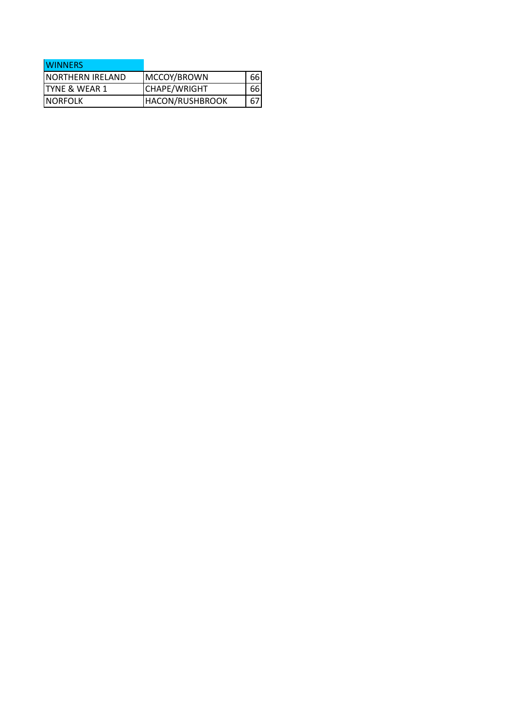| WINNERS | | |
|---|---|---|
| NORTHERN IRELAND | MCCOY/BROWN | 66 |
| TYNE & WEAR 1 | CHAPE/WRIGHT | 66 |
| NORFOLK | HACON/RUSHBROOK | 67 |